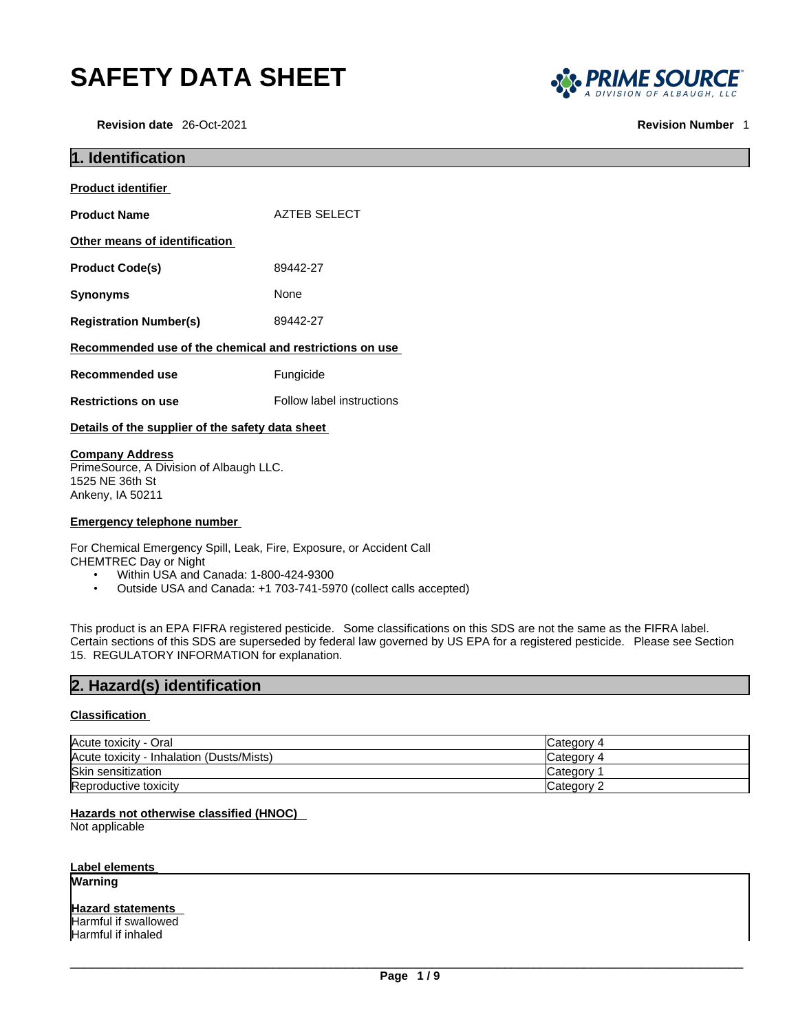# SAFETY DATA SHEET

**Revision date** 26-Oct-2021 **Revision Number** 1

## 1. Identification

**Product identifier**

**Product Name** AZTEB SELECT

**Other means of identification**

**Product Code(s)** 89442-27

**Synonyms** None

**Registration Number(s)** 89442-27

**Recommended use of the chemical and restrictions on use**

**Recommended use** Fungicide

**Restrictions on use** Follow label instructions

**Details of the supplier of the safety data sheet**

**Company Address**
PrimeSource, A Division of Albaugh LLC.
1525 NE 36th St
Ankeny, IA 50211

**Emergency telephone number**

For Chemical Emergency Spill, Leak, Fire, Exposure, or Accident Call
CHEMTREC Day or Night

- Within USA and Canada: 1-800-424-9300
- Outside USA and Canada: +1 703-741-5970 (collect calls accepted)

This product is an EPA FIFRA registered pesticide. Some classifications on this SDS are not the same as the FIFRA label. Certain sections of this SDS are superseded by federal law governed by US EPA for a registered pesticide. Please see Section 15. REGULATORY INFORMATION for explanation.

## 2. Hazard(s) identification

**Classification**

| | |
|---|---|
| Acute toxicity - Oral | Category 4 |
| Acute toxicity - Inhalation (Dusts/Mists) | Category 4 |
| Skin sensitization | Category 1 |
| Reproductive toxicity | Category 2 |

**Hazards not otherwise classified (HNOC)**
Not applicable

**Label elements**

**Warning**

**Hazard statements**
Harmful if swallowed
Harmful if inhaled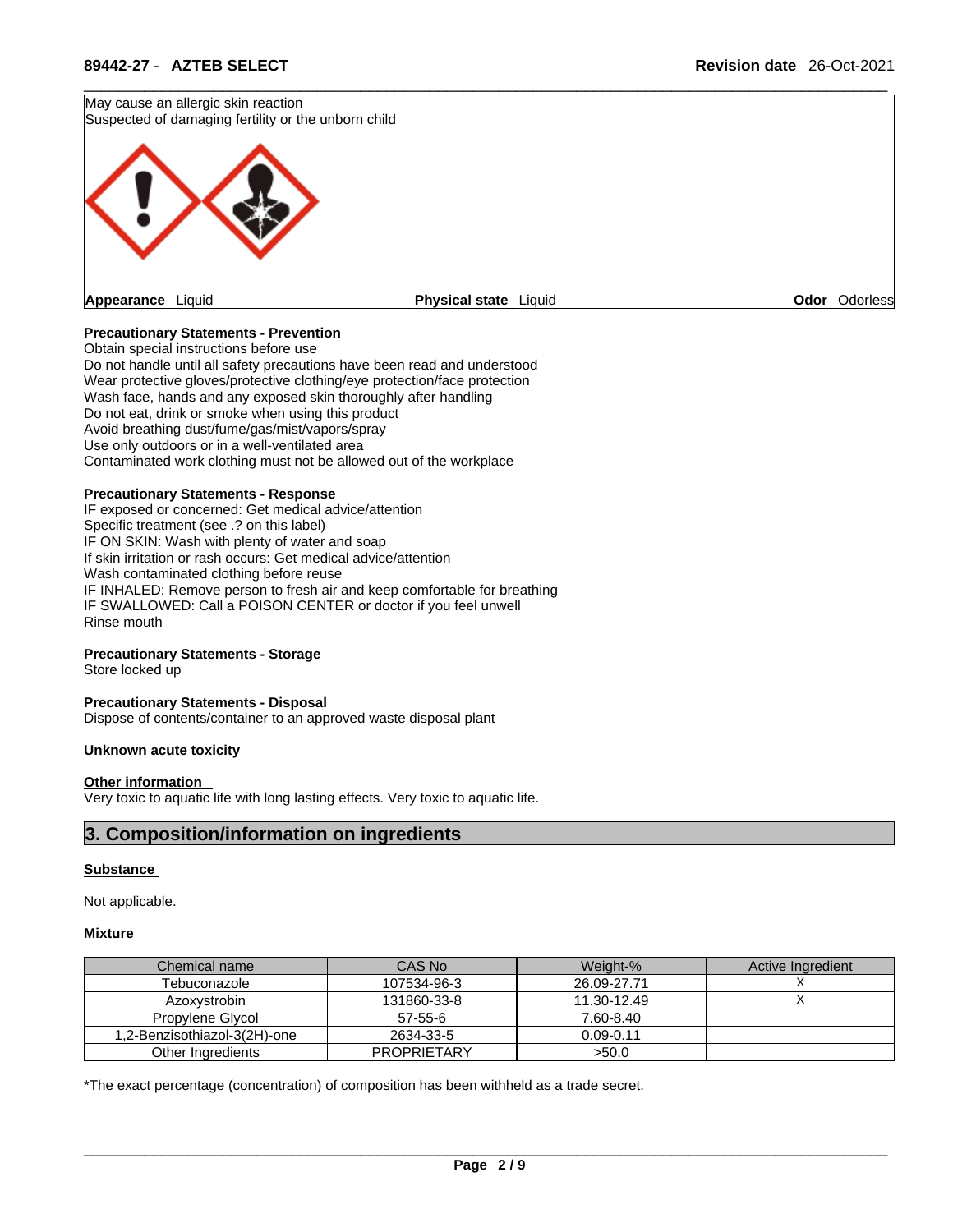May cause an allergic skin reaction
Suspected of damaging fertility or the unborn child

**Appearance** Liquid **Physical state** Liquid **Odor** Odorless

**Precautionary Statements - Prevention**
Obtain special instructions before use
Do not handle until all safety precautions have been read and understood
Wear protective gloves/protective clothing/eye protection/face protection
Wash face, hands and any exposed skin thoroughly after handling
Do not eat, drink or smoke when using this product
Avoid breathing dust/fume/gas/mist/vapors/spray
Use only outdoors or in a well-ventilated area
Contaminated work clothing must not be allowed out of the workplace

**Precautionary Statements - Response**
IF exposed or concerned: Get medical advice/attention
Specific treatment (see .? on this label)
IF ON SKIN: Wash with plenty of water and soap
If skin irritation or rash occurs: Get medical advice/attention
Wash contaminated clothing before reuse
IF INHALED: Remove person to fresh air and keep comfortable for breathing
IF SWALLOWED: Call a POISON CENTER or doctor if you feel unwell
Rinse mouth

**Precautionary Statements - Storage**
Store locked up

**Precautionary Statements - Disposal**
Dispose of contents/container to an approved waste disposal plant

**Unknown acute toxicity**

**Other information**
Very toxic to aquatic life with long lasting effects. Very toxic to aquatic life.

## 3. Composition/information on ingredients

**Substance**

Not applicable.

**Mixture**

| Chemical name | CAS No | Weight-% | Active Ingredient |
|---|---|---|---|
| Tebuconazole | 107534-96-3 | 26.09-27.71 | X |
| Azoxystrobin | 131860-33-8 | 11.30-12.49 | X |
| Propylene Glycol | 57-55-6 | 7.60-8.40 | |
| 1,2-Benzisothiazol-3(2H)-one | 2634-33-5 | 0.09-0.11 | |
| Other Ingredients | PROPRIETARY | >50.0 | |

*The exact percentage (concentration) of composition has been withheld as a trade secret.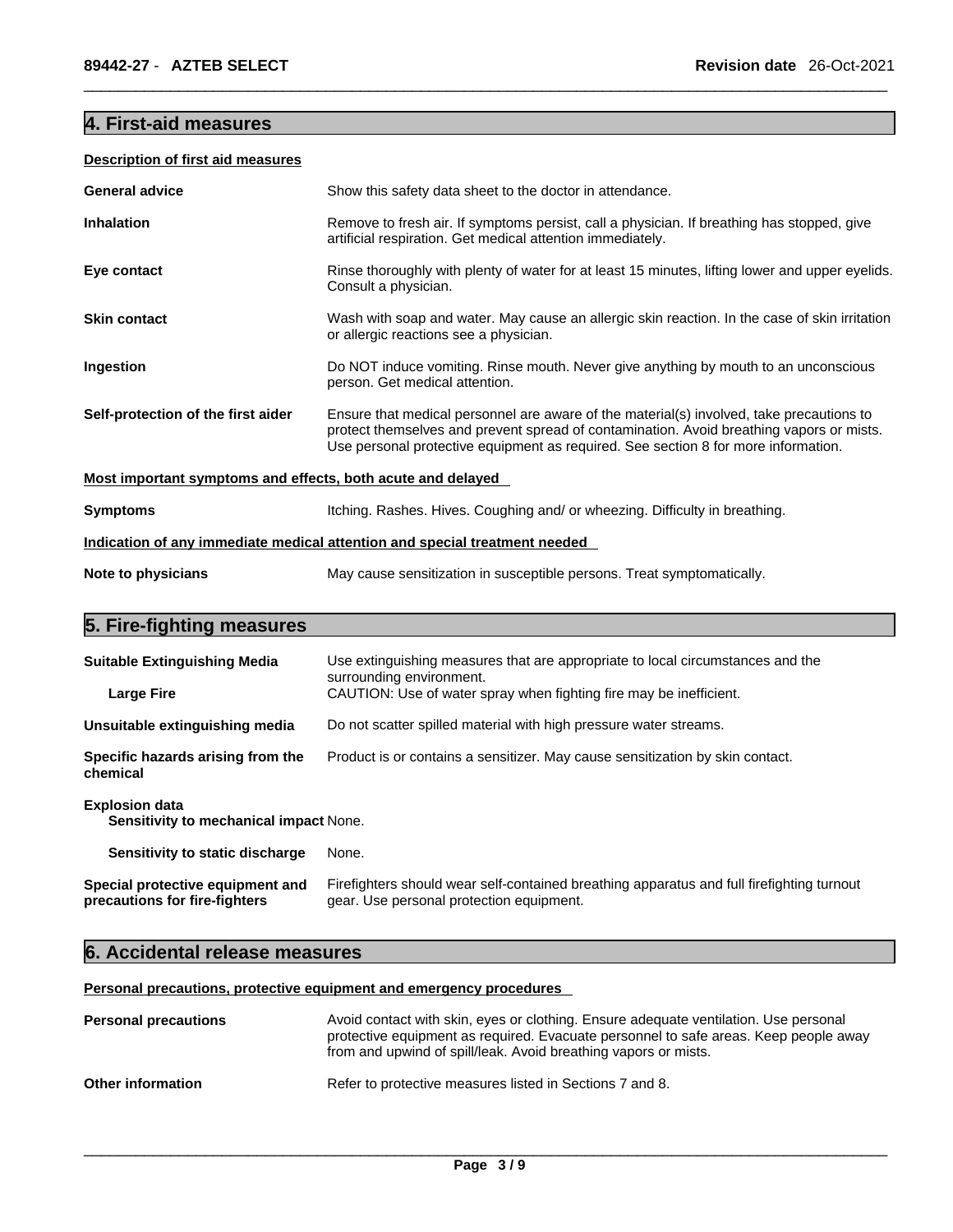## 4. First-aid measures

**Description of first aid measures**

**General advice** Show this safety data sheet to the doctor in attendance.

**Inhalation** Remove to fresh air. If symptoms persist, call a physician. If breathing has stopped, give artificial respiration. Get medical attention immediately.

**Eye contact** Rinse thoroughly with plenty of water for at least 15 minutes, lifting lower and upper eyelids. Consult a physician.

**Skin contact** Wash with soap and water. May cause an allergic skin reaction. In the case of skin irritation or allergic reactions see a physician.

**Ingestion** Do NOT induce vomiting. Rinse mouth. Never give anything by mouth to an unconscious person. Get medical attention.

**Self-protection of the first aider** Ensure that medical personnel are aware of the material(s) involved, take precautions to protect themselves and prevent spread of contamination. Avoid breathing vapors or mists. Use personal protective equipment as required. See section 8 for more information.

**Most important symptoms and effects, both acute and delayed**

**Symptoms** Itching. Rashes. Hives. Coughing and/ or wheezing. Difficulty in breathing.

**Indication of any immediate medical attention and special treatment needed**

**Note to physicians** May cause sensitization in susceptible persons. Treat symptomatically.

## 5. Fire-fighting measures

**Suitable Extinguishing Media** Use extinguishing measures that are appropriate to local circumstances and the surrounding environment.

**Large Fire** CAUTION: Use of water spray when fighting fire may be inefficient.

**Unsuitable extinguishing media** Do not scatter spilled material with high pressure water streams.

**Specific hazards arising from the chemical** Product is or contains a sensitizer. May cause sensitization by skin contact.

**Explosion data**

**Sensitivity to mechanical impact** None.

**Sensitivity to static discharge** None.

**Special protective equipment and precautions for fire-fighters** Firefighters should wear self-contained breathing apparatus and full firefighting turnout gear. Use personal protection equipment.

## 6. Accidental release measures

**Personal precautions, protective equipment and emergency procedures**

**Personal precautions** Avoid contact with skin, eyes or clothing. Ensure adequate ventilation. Use personal protective equipment as required. Evacuate personnel to safe areas. Keep people away from and upwind of spill/leak. Avoid breathing vapors or mists.

**Other information** Refer to protective measures listed in Sections 7 and 8.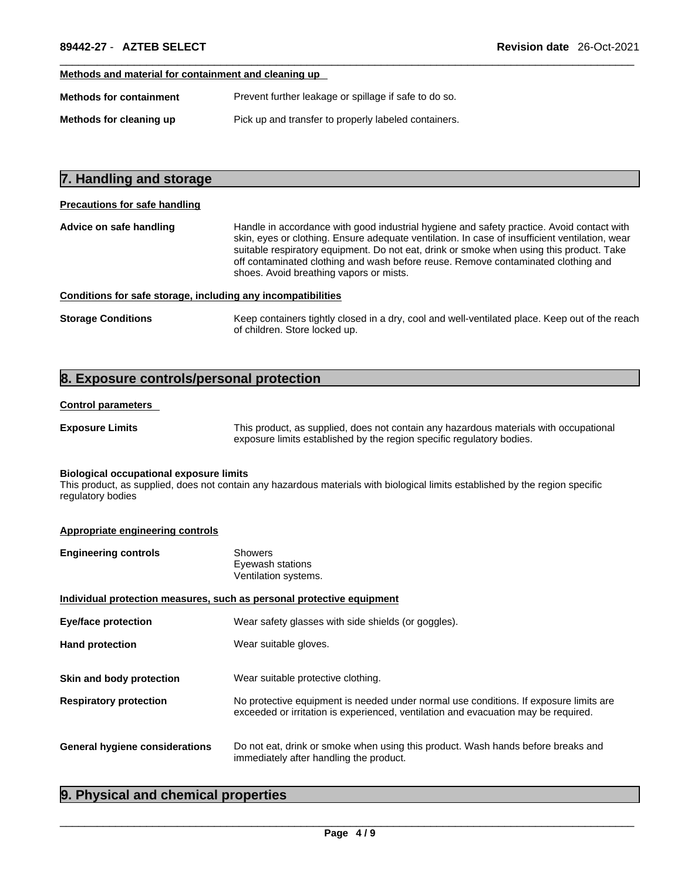**Methods and material for containment and cleaning up**

**Methods for containment** Prevent further leakage or spillage if safe to do so.

**Methods for cleaning up** Pick up and transfer to properly labeled containers.

## 7. Handling and storage

**Precautions for safe handling**

**Advice on safe handling** Handle in accordance with good industrial hygiene and safety practice. Avoid contact with skin, eyes or clothing. Ensure adequate ventilation. In case of insufficient ventilation, wear suitable respiratory equipment. Do not eat, drink or smoke when using this product. Take off contaminated clothing and wash before reuse. Remove contaminated clothing and shoes. Avoid breathing vapors or mists.

**Conditions for safe storage, including any incompatibilities**

**Storage Conditions** Keep containers tightly closed in a dry, cool and well-ventilated place. Keep out of the reach of children. Store locked up.

## 8. Exposure controls/personal protection

**Control parameters**

**Exposure Limits** This product, as supplied, does not contain any hazardous materials with occupational exposure limits established by the region specific regulatory bodies.

**Biological occupational exposure limits**
This product, as supplied, does not contain any hazardous materials with biological limits established by the region specific regulatory bodies

**Appropriate engineering controls**

**Engineering controls** Showers
Eyewash stations
Ventilation systems.

**Individual protection measures, such as personal protective equipment**

**Eye/face protection** Wear safety glasses with side shields (or goggles).

**Hand protection** Wear suitable gloves.

**Skin and body protection** Wear suitable protective clothing.

**Respiratory protection** No protective equipment is needed under normal use conditions. If exposure limits are exceeded or irritation is experienced, ventilation and evacuation may be required.

**General hygiene considerations** Do not eat, drink or smoke when using this product. Wash hands before breaks and immediately after handling the product.

## 9. Physical and chemical properties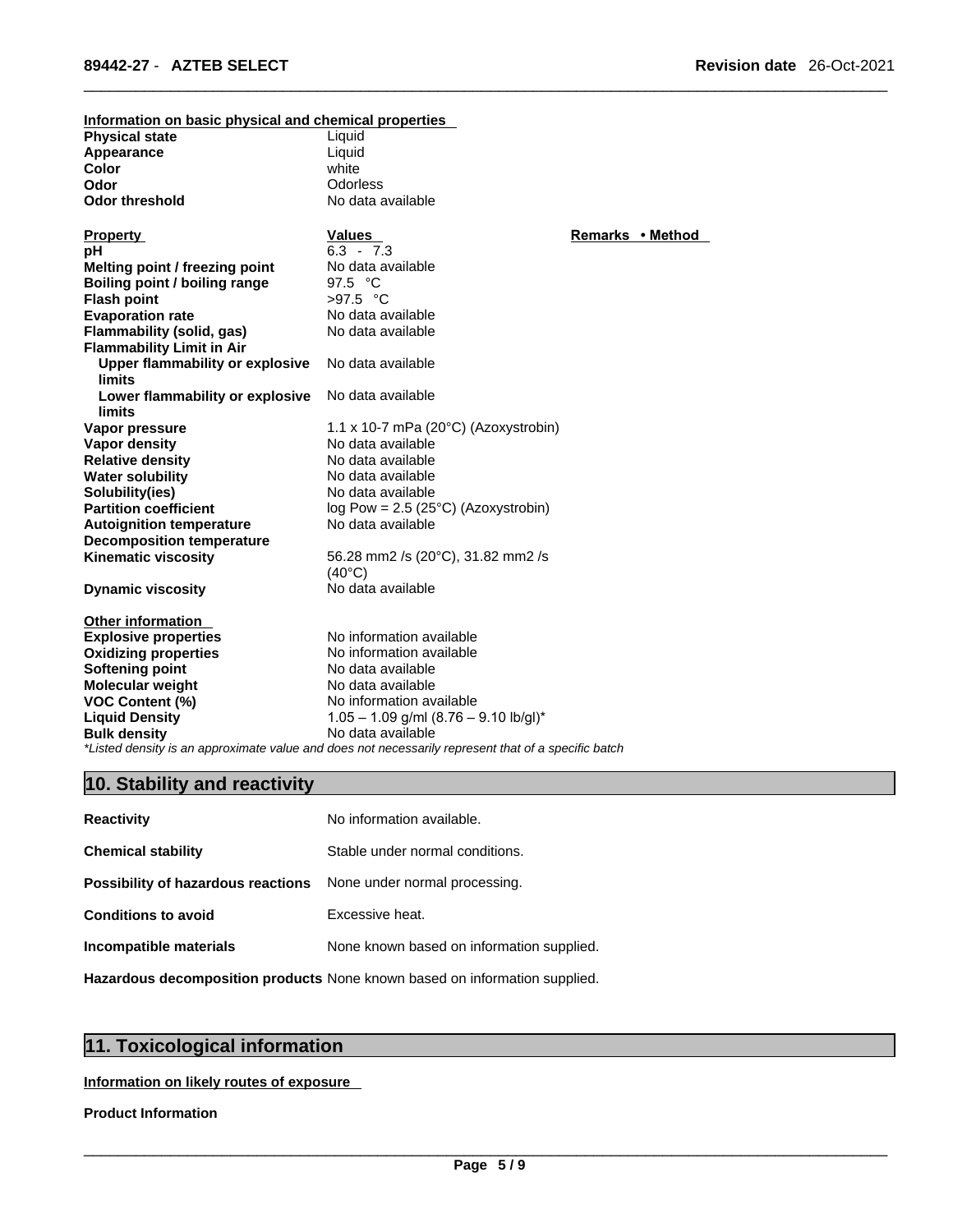**Information on basic physical and chemical properties**

| | |
|---|---|
| **Physical state** | Liquid |
| **Appearance** | Liquid |
| **Color** | white |
| **Odor** | Odorless |
| **Odor threshold** | No data available |

| Property | Values | Remarks • Method |
|---|---|---|
| **pH** | 6.3 - 7.3 | |
| **Melting point / freezing point** | No data available | |
| **Boiling point / boiling range** | 97.5 °C | |
| **Flash point** | >97.5 °C | |
| **Evaporation rate** | No data available | |
| **Flammability (solid, gas)** | No data available | |
| **Flammability Limit in Air** | | |
| **Upper flammability or explosive limits** | No data available | |
| **Lower flammability or explosive limits** | No data available | |
| **Vapor pressure** | 1.1 x 10-7 mPa (20°C) (Azoxystrobin) | |
| **Vapor density** | No data available | |
| **Relative density** | No data available | |
| **Water solubility** | No data available | |
| **Solubility(ies)** | No data available | |
| **Partition coefficient** | log Pow = 2.5 (25°C) (Azoxystrobin) | |
| **Autoignition temperature** | No data available | |
| **Decomposition temperature** | | |
| **Kinematic viscosity** | 56.28 mm2 /s (20°C), 31.82 mm2 /s (40°C) | |
| **Dynamic viscosity** | No data available | |

**Other information**

| | |
|---|---|
| **Explosive properties** | No information available |
| **Oxidizing properties** | No information available |
| **Softening point** | No data available |
| **Molecular weight** | No data available |
| **VOC Content (%)** | No information available |
| **Liquid Density** | 1.05 – 1.09 g/ml (8.76 – 9.10 lb/gl)* |
| **Bulk density** | No data available |

*\*Listed density is an approximate value and does not necessarily represent that of a specific batch*

## 10. Stability and reactivity

| | |
|---|---|
| **Reactivity** | No information available. |
| **Chemical stability** | Stable under normal conditions. |
| **Possibility of hazardous reactions** | None under normal processing. |
| **Conditions to avoid** | Excessive heat. |
| **Incompatible materials** | None known based on information supplied. |
| **Hazardous decomposition products** | None known based on information supplied. |

## 11. Toxicological information

**Information on likely routes of exposure**

**Product Information**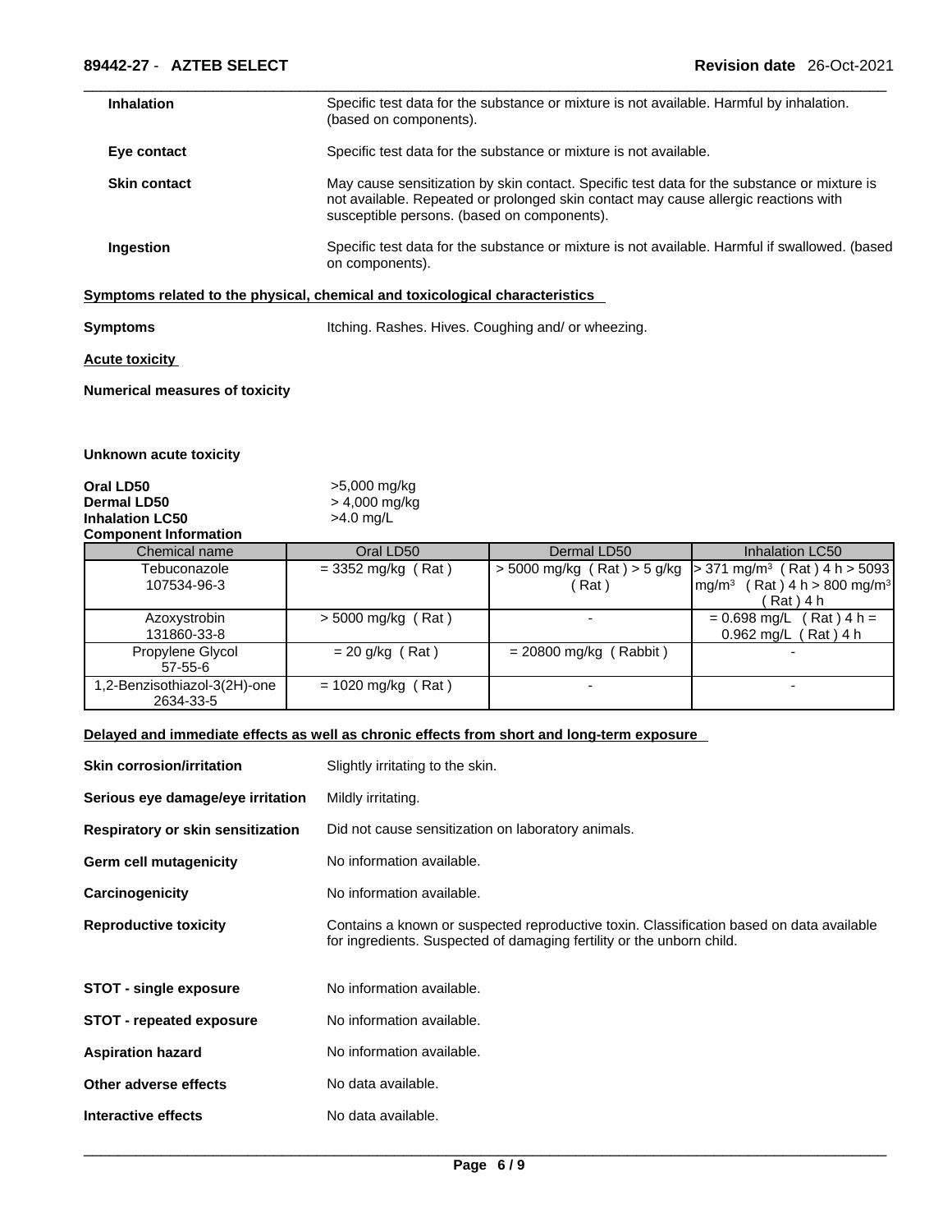**Inhalation** Specific test data for the substance or mixture is not available. Harmful by inhalation. (based on components).

**Eye contact** Specific test data for the substance or mixture is not available.

**Skin contact** May cause sensitization by skin contact. Specific test data for the substance or mixture is not available. Repeated or prolonged skin contact may cause allergic reactions with susceptible persons. (based on components).

**Ingestion** Specific test data for the substance or mixture is not available. Harmful if swallowed. (based on components).

**Symptoms related to the physical, chemical and toxicological characteristics**

**Symptoms** Itching. Rashes. Hives. Coughing and/ or wheezing.

**Acute toxicity**

**Numerical measures of toxicity**

**Unknown acute toxicity**

**Oral LD50** >5,000 mg/kg
**Dermal LD50** > 4,000 mg/kg
**Inhalation LC50** >4.0 mg/L

**Component Information**

| Chemical name | Oral LD50 | Dermal LD50 | Inhalation LC50 |
|---|---|---|---|
| Tebuconazole 107534-96-3 | = 3352 mg/kg ( Rat ) | > 5000 mg/kg ( Rat ) > 5 g/kg ( Rat ) | > 371 mg/m³ ( Rat ) 4 h > 5093 mg/m³ ( Rat ) 4 h > 800 mg/m³ ( Rat ) 4 h |
| Azoxystrobin 131860-33-8 | > 5000 mg/kg ( Rat ) | - | = 0.698 mg/L ( Rat ) 4 h = 0.962 mg/L ( Rat ) 4 h |
| Propylene Glycol 57-55-6 | = 20 g/kg ( Rat ) | = 20800 mg/kg ( Rabbit ) | - |
| 1,2-Benzisothiazol-3(2H)-one 2634-33-5 | = 1020 mg/kg ( Rat ) | - | - |

**Delayed and immediate effects as well as chronic effects from short and long-term exposure**

**Skin corrosion/irritation** Slightly irritating to the skin.

**Serious eye damage/eye irritation** Mildly irritating.

**Respiratory or skin sensitization** Did not cause sensitization on laboratory animals.

**Germ cell mutagenicity** No information available.

**Carcinogenicity** No information available.

**Reproductive toxicity** Contains a known or suspected reproductive toxin. Classification based on data available for ingredients. Suspected of damaging fertility or the unborn child.

**STOT - single exposure** No information available.

**STOT - repeated exposure** No information available.

**Aspiration hazard** No information available.

**Other adverse effects** No data available.

**Interactive effects** No data available.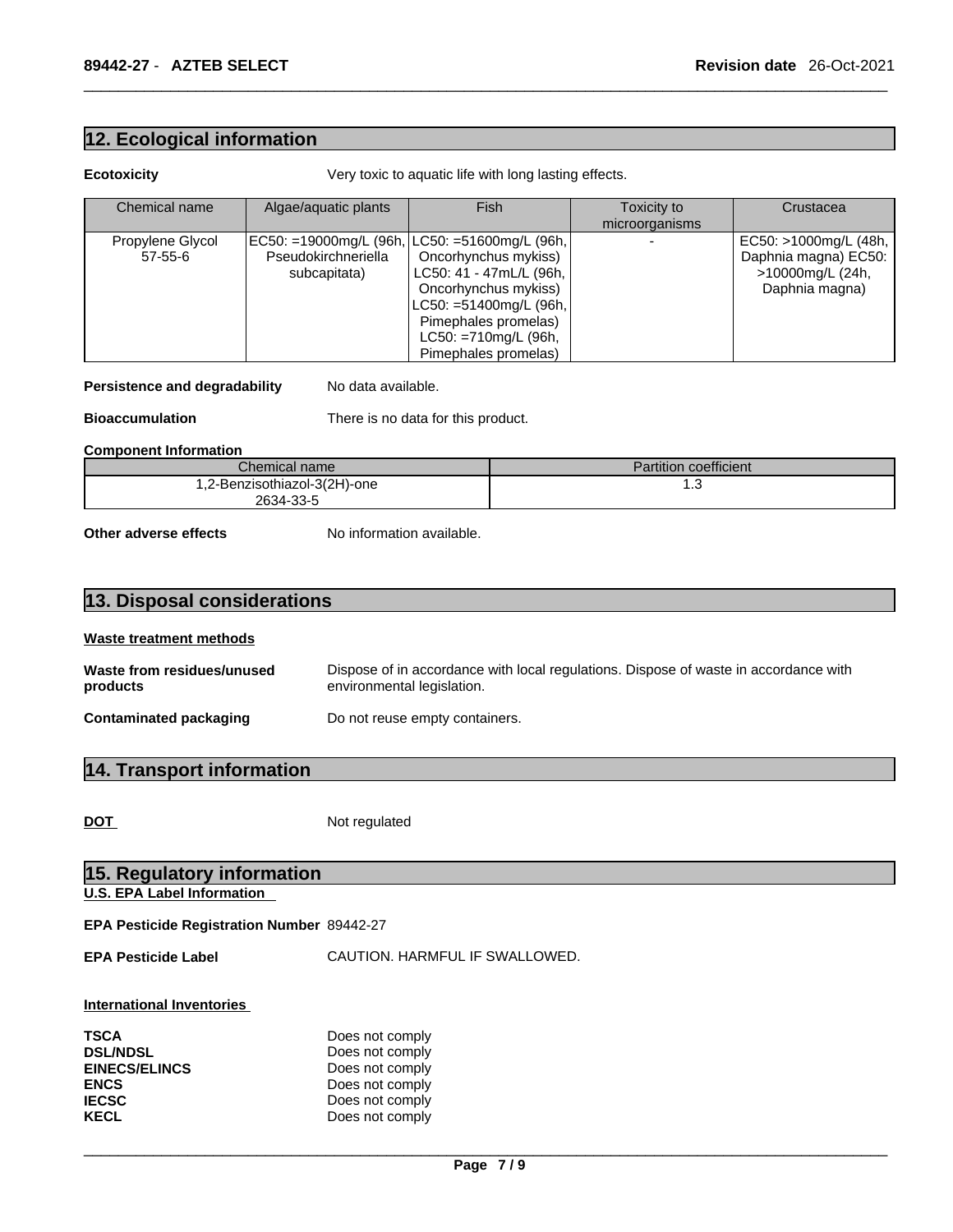## 12. Ecological information

**Ecotoxicity** Very toxic to aquatic life with long lasting effects.

| Chemical name | Algae/aquatic plants | Fish | Toxicity to microorganisms | Crustacea |
|---|---|---|---|---|
| Propylene Glycol 57-55-6 | EC50: =19000mg/L (96h, Pseudokirchneriella subcapitata) | LC50: =51600mg/L (96h, Oncorhynchus mykiss) LC50: 41 - 47mL/L (96h, Oncorhynchus mykiss) LC50: =51400mg/L (96h, Pimephales promelas) LC50: =710mg/L (96h, Pimephales promelas) | - | EC50: >1000mg/L (48h, Daphnia magna) EC50: >10000mg/L (24h, Daphnia magna) |

**Persistence and degradability** No data available.

**Bioaccumulation** There is no data for this product.

**Component Information**

| Chemical name | Partition coefficient |
|---|---|
| 1,2-Benzisothiazol-3(2H)-one 2634-33-5 | 1.3 |

**Other adverse effects** No information available.

## 13. Disposal considerations

**Waste treatment methods**

**Waste from residues/unused products** Dispose of in accordance with local regulations. Dispose of waste in accordance with environmental legislation.

**Contaminated packaging** Do not reuse empty containers.

## 14. Transport information

**DOT** Not regulated

## 15. Regulatory information

**U.S. EPA Label Information**

**EPA Pesticide Registration Number** 89442-27

**EPA Pesticide Label** CAUTION. HARMFUL IF SWALLOWED.

**International Inventories**

**TSCA** Does not comply
**DSL/NDSL** Does not comply
**EINECS/ELINCS** Does not comply
**ENCS** Does not comply
**IECSC** Does not comply
**KECL** Does not comply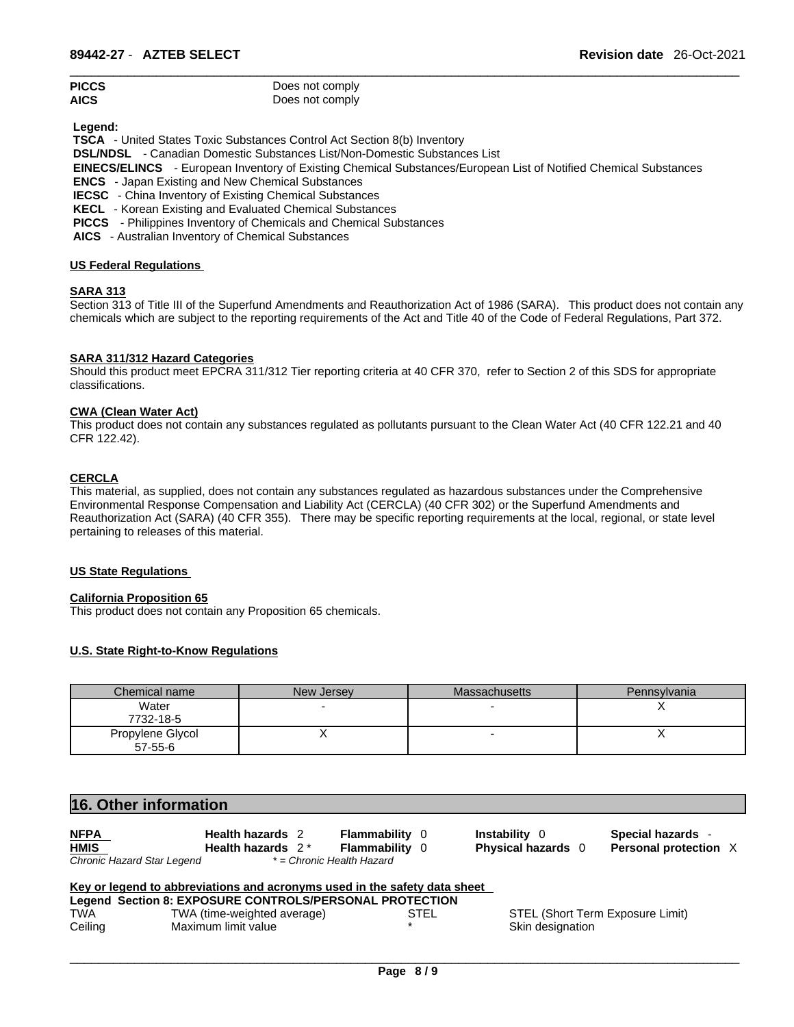| | |
|---|---|
| **PICCS** | Does not comply |
| **AICS** | Does not comply |

**Legend:**

**TSCA** - United States Toxic Substances Control Act Section 8(b) Inventory
**DSL/NDSL** - Canadian Domestic Substances List/Non-Domestic Substances List
**EINECS/ELINCS** - European Inventory of Existing Chemical Substances/European List of Notified Chemical Substances
**ENCS** - Japan Existing and New Chemical Substances
**IECSC** - China Inventory of Existing Chemical Substances
**KECL** - Korean Existing and Evaluated Chemical Substances
**PICCS** - Philippines Inventory of Chemicals and Chemical Substances
**AICS** - Australian Inventory of Chemical Substances

### US Federal Regulations

#### SARA 313

Section 313 of Title III of the Superfund Amendments and Reauthorization Act of 1986 (SARA). This product does not contain any chemicals which are subject to the reporting requirements of the Act and Title 40 of the Code of Federal Regulations, Part 372.

#### SARA 311/312 Hazard Categories

Should this product meet EPCRA 311/312 Tier reporting criteria at 40 CFR 370, refer to Section 2 of this SDS for appropriate classifications.

#### CWA (Clean Water Act)

This product does not contain any substances regulated as pollutants pursuant to the Clean Water Act (40 CFR 122.21 and 40 CFR 122.42).

#### CERCLA

This material, as supplied, does not contain any substances regulated as hazardous substances under the Comprehensive Environmental Response Compensation and Liability Act (CERCLA) (40 CFR 302) or the Superfund Amendments and Reauthorization Act (SARA) (40 CFR 355). There may be specific reporting requirements at the local, regional, or state level pertaining to releases of this material.

### US State Regulations

#### California Proposition 65

This product does not contain any Proposition 65 chemicals.

#### U.S. State Right-to-Know Regulations

| Chemical name | New Jersey | Massachusetts | Pennsylvania |
|---|---|---|---|
| Water 7732-18-5 | - | - | X |
| Propylene Glycol 57-55-6 | X | - | X |

## 16. Other information

| | | | | |
|---|---|---|---|---|
| **NFPA** | **Health hazards** 2 | **Flammability** 0 | **Instability** 0 | **Special hazards** - |
| **HMIS** | **Health hazards** 2 * | **Flammability** 0 | **Physical hazards** 0 | **Personal protection** X |

*Chronic Hazard Star Legend* &nbsp;&nbsp; *\* = Chronic Health Hazard*

**Key or legend to abbreviations and acronyms used in the safety data sheet**

**Legend Section 8: EXPOSURE CONTROLS/PERSONAL PROTECTION**

| | | | |
|---|---|---|---|
| TWA | TWA (time-weighted average) | STEL | STEL (Short Term Exposure Limit) |
| Ceiling | Maximum limit value | * | Skin designation |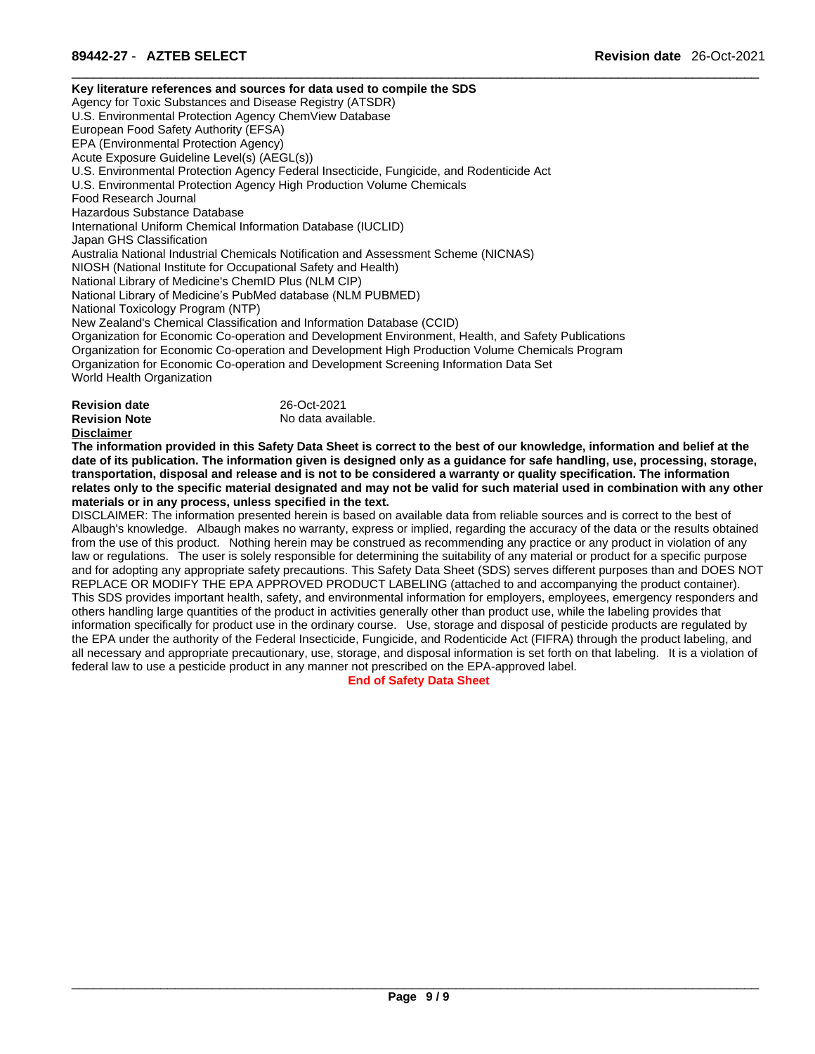**Key literature references and sources for data used to compile the SDS**

Agency for Toxic Substances and Disease Registry (ATSDR)
U.S. Environmental Protection Agency ChemView Database
European Food Safety Authority (EFSA)
EPA (Environmental Protection Agency)
Acute Exposure Guideline Level(s) (AEGL(s))
U.S. Environmental Protection Agency Federal Insecticide, Fungicide, and Rodenticide Act
U.S. Environmental Protection Agency High Production Volume Chemicals
Food Research Journal
Hazardous Substance Database
International Uniform Chemical Information Database (IUCLID)
Japan GHS Classification
Australia National Industrial Chemicals Notification and Assessment Scheme (NICNAS)
NIOSH (National Institute for Occupational Safety and Health)
National Library of Medicine's ChemID Plus (NLM CIP)
National Library of Medicine's PubMed database (NLM PUBMED)
National Toxicology Program (NTP)
New Zealand's Chemical Classification and Information Database (CCID)
Organization for Economic Co-operation and Development Environment, Health, and Safety Publications
Organization for Economic Co-operation and Development High Production Volume Chemicals Program
Organization for Economic Co-operation and Development Screening Information Data Set
World Health Organization

**Revision date** 26-Oct-2021
**Revision Note** No data available.

**Disclaimer**

**The information provided in this Safety Data Sheet is correct to the best of our knowledge, information and belief at the date of its publication. The information given is designed only as a guidance for safe handling, use, processing, storage, transportation, disposal and release and is not to be considered a warranty or quality specification. The information relates only to the specific material designated and may not be valid for such material used in combination with any other materials or in any process, unless specified in the text.**

DISCLAIMER: The information presented herein is based on available data from reliable sources and is correct to the best of Albaugh's knowledge. Albaugh makes no warranty, express or implied, regarding the accuracy of the data or the results obtained from the use of this product. Nothing herein may be construed as recommending any practice or any product in violation of any law or regulations. The user is solely responsible for determining the suitability of any material or product for a specific purpose and for adopting any appropriate safety precautions. This Safety Data Sheet (SDS) serves different purposes than and DOES NOT REPLACE OR MODIFY THE EPA APPROVED PRODUCT LABELING (attached to and accompanying the product container). This SDS provides important health, safety, and environmental information for employers, employees, emergency responders and others handling large quantities of the product in activities generally other than product use, while the labeling provides that information specifically for product use in the ordinary course. Use, storage and disposal of pesticide products are regulated by the EPA under the authority of the Federal Insecticide, Fungicide, and Rodenticide Act (FIFRA) through the product labeling, and all necessary and appropriate precautionary, use, storage, and disposal information is set forth on that labeling. It is a violation of federal law to use a pesticide product in any manner not prescribed on the EPA-approved label.

**End of Safety Data Sheet**